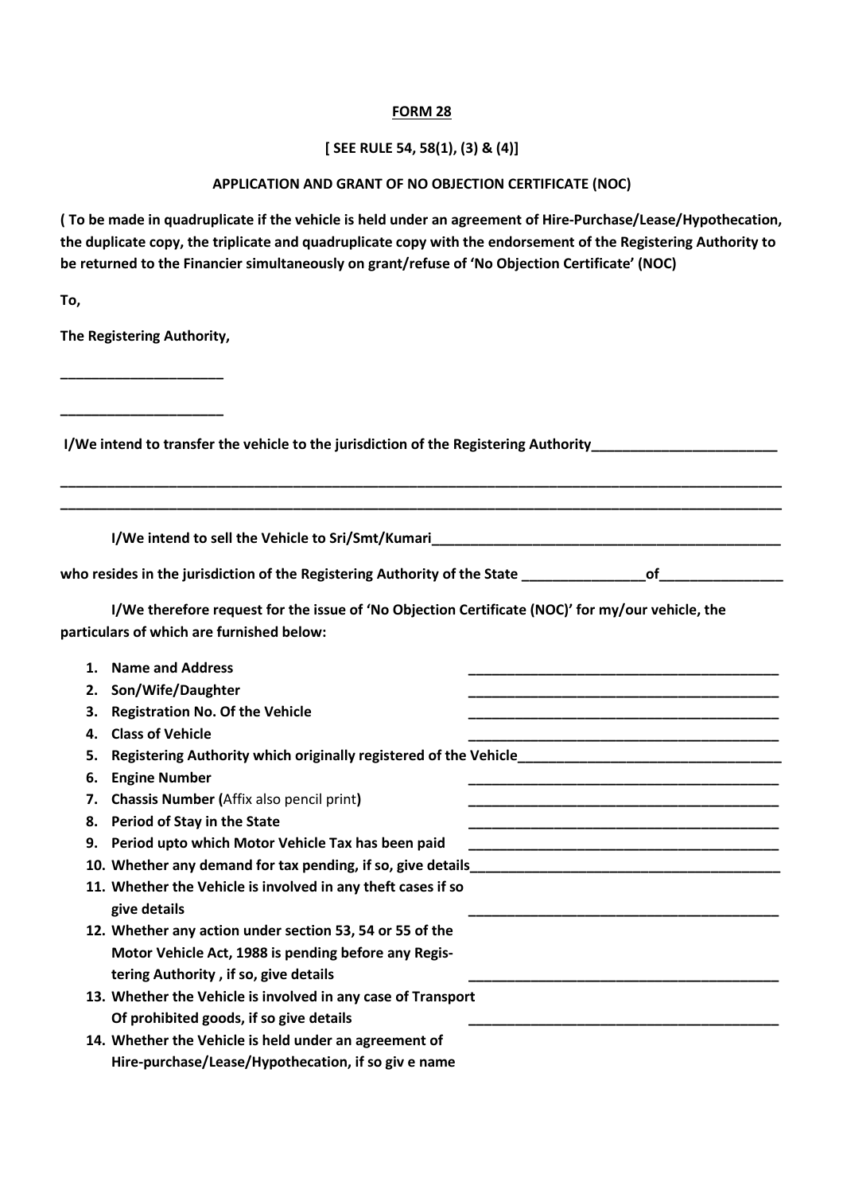**FORM 28**

**[ SEE RULE 54, 58(1), (3) & (4)]**

**APPLICATION AND GRANT OF NO OBJECTION CERTIFICATE (NOC)**

**( To be made in quadruplicate if the vehicle is held under an agreement of Hire-Purchase/Lease/Hypothecation, the duplicate copy, the triplicate and quadruplicate copy with the endorsement of the Registering Authority to be returned to the Financier simultaneously on grant/refuse of 'No Objection Certificate' (NOC)**

**To,**

**The Registering Authority,**

**_____________________**

**_____________________**

**I/We intend to transfer the vehicle to the jurisdiction of the Registering Authority________________________**

**____________________________________________________________________________________________**

**____________________________________________________________________________________________**

**I/We intend to sell the Vehicle to Sri/Smt/Kumari_____________________________________________**

**who resides in the jurisdiction of the Registering Authority of the State ________________of________________**

**I/We therefore request for the issue of 'No Objection Certificate (NOC)' for my/our vehicle, the particulars of which are furnished below:**

1. **Name and Address** ________________________________________
2. **Son/Wife/Daughter** ________________________________________
3. **Registration No. Of the Vehicle** ________________________________________
4. **Class of Vehicle** ________________________________________
5. **Registering Authority which originally registered of the Vehicle**__________________________________
6. **Engine Number** ________________________________________
7. **Chassis Number (**Affix also pencil print**)** ________________________________________
8. **Period of Stay in the State** ________________________________________
9. **Period upto which Motor Vehicle Tax has been paid** ________________________________________
10. **Whether any demand for tax pending, if so, give details**________________________________________
11. **Whether the Vehicle is involved in any theft cases if so give details** ________________________________________
12. **Whether any action under section 53, 54 or 55 of the Motor Vehicle Act, 1988 is pending before any Registering Authority , if so, give details** ________________________________________
13. **Whether the Vehicle is involved in any case of Transport Of prohibited goods, if so give details** ________________________________________
14. **Whether the Vehicle is held under an agreement of Hire-purchase/Lease/Hypothecation, if so giv e name**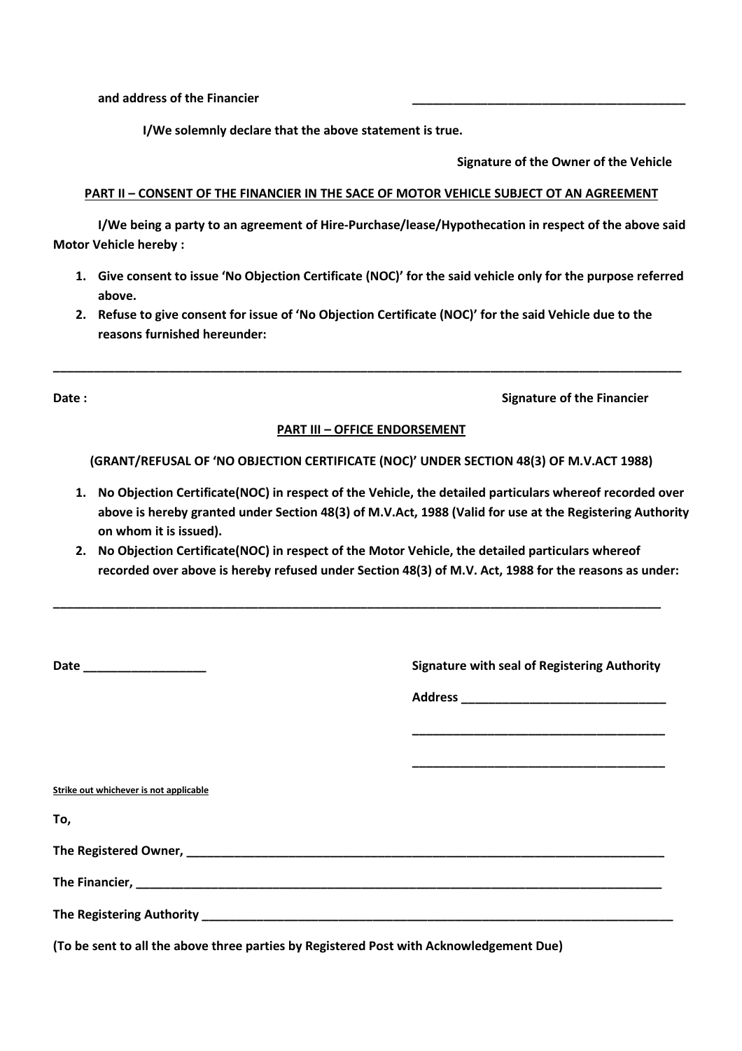**and address of the Financier** \_\_\_\_\_\_\_\_\_\_\_\_\_\_\_\_\_\_\_\_\_\_\_\_\_\_\_\_\_\_\_\_\_\_\_\_\_\_\_\_

**I/We solemnly declare that the above statement is true.**

**Signature of the Owner of the Vehicle**

**PART II – CONSENT OF THE FINANCIER IN THE SACE OF MOTOR VEHICLE SUBJECT OT AN AGREEMENT**

**I/We being a party to an agreement of Hire-Purchase/lease/Hypothecation in respect of the above said Motor Vehicle hereby :**

1. **Give consent to issue 'No Objection Certificate (NOC)' for the said vehicle only for the purpose referred above.**
2. **Refuse to give consent for issue of 'No Objection Certificate (NOC)' for the said Vehicle due to the reasons furnished hereunder:**

\_\_\_\_\_\_\_\_\_\_\_\_\_\_\_\_\_\_\_\_\_\_\_\_\_\_\_\_\_\_\_\_\_\_\_\_\_\_\_\_\_\_\_\_\_\_\_\_\_\_\_\_\_\_\_\_\_\_\_\_\_\_\_\_\_\_\_\_\_\_\_\_\_\_\_\_\_\_\_\_\_\_\_\_\_\_\_\_

**Date :** **Signature of the Financier**

**PART III – OFFICE ENDORSEMENT**

**(GRANT/REFUSAL OF 'NO OBJECTION CERTIFICATE (NOC)' UNDER SECTION 48(3) OF M.V.ACT 1988)**

1. **No Objection Certificate(NOC) in respect of the Vehicle, the detailed particulars whereof recorded over above is hereby granted under Section 48(3) of M.V.Act, 1988 (Valid for use at the Registering Authority on whom it is issued).**
2. **No Objection Certificate(NOC) in respect of the Motor Vehicle, the detailed particulars whereof recorded over above is hereby refused under Section 48(3) of M.V. Act, 1988 for the reasons as under:**

\_\_\_\_\_\_\_\_\_\_\_\_\_\_\_\_\_\_\_\_\_\_\_\_\_\_\_\_\_\_\_\_\_\_\_\_\_\_\_\_\_\_\_\_\_\_\_\_\_\_\_\_\_\_\_\_\_\_\_\_\_\_\_\_\_\_\_\_\_\_\_\_\_\_\_\_\_\_\_\_\_\_\_\_\_\_\_\_

**Date** \_\_\_\_\_\_\_\_\_\_\_\_\_\_\_\_\_\_ **Signature with seal of Registering Authority**

**Address** \_\_\_\_\_\_\_\_\_\_\_\_\_\_\_\_\_\_\_\_\_\_\_\_\_\_\_\_\_\_

\_\_\_\_\_\_\_\_\_\_\_\_\_\_\_\_\_\_\_\_\_\_\_\_\_\_\_\_\_\_\_\_\_\_\_\_\_\_

\_\_\_\_\_\_\_\_\_\_\_\_\_\_\_\_\_\_\_\_\_\_\_\_\_\_\_\_\_\_\_\_\_\_\_\_\_\_

**Strike out whichever is not applicable**

**To,**

**The Registered Owner,** \_\_\_\_\_\_\_\_\_\_\_\_\_\_\_\_\_\_\_\_\_\_\_\_\_\_\_\_\_\_\_\_\_\_\_\_\_\_\_\_\_\_\_\_\_\_\_\_\_\_\_\_\_\_\_\_\_\_\_\_\_\_\_\_\_\_\_\_\_\_\_\_

**The Financier,** \_\_\_\_\_\_\_\_\_\_\_\_\_\_\_\_\_\_\_\_\_\_\_\_\_\_\_\_\_\_\_\_\_\_\_\_\_\_\_\_\_\_\_\_\_\_\_\_\_\_\_\_\_\_\_\_\_\_\_\_\_\_\_\_\_\_\_\_\_\_\_\_\_\_\_\_\_\_\_\_

**The Registering Authority** \_\_\_\_\_\_\_\_\_\_\_\_\_\_\_\_\_\_\_\_\_\_\_\_\_\_\_\_\_\_\_\_\_\_\_\_\_\_\_\_\_\_\_\_\_\_\_\_\_\_\_\_\_\_\_\_\_\_\_\_\_\_\_\_\_\_\_\_\_\_\_\_

**(To be sent to all the above three parties by Registered Post with Acknowledgement Due)**